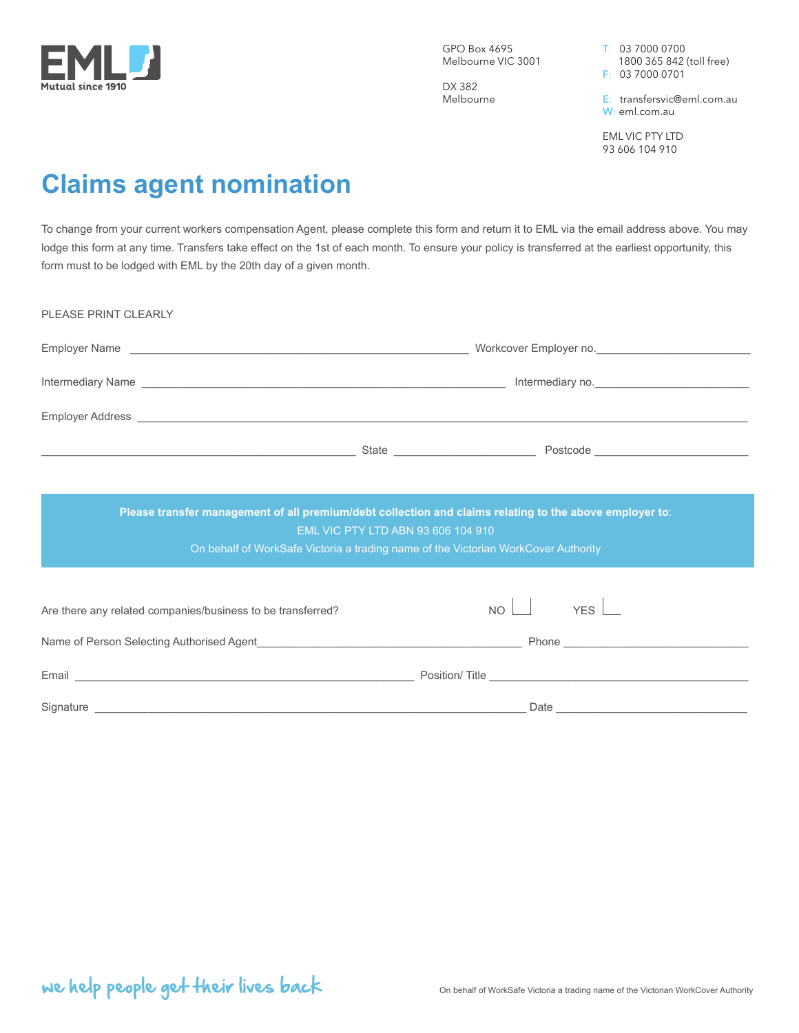EML
Mutual since 1910

GPO Box 4695
Melbourne VIC 3001

DX 382
Melbourne

T: 03 7000 0700
1800 365 842 (toll free)
F: 03 7000 0701

E: transfersvic@eml.com.au
W: eml.com.au

EML VIC PTY LTD
93 606 104 910

# Claims agent nomination

To change from your current workers compensation Agent, please complete this form and return it to EML via the email address above. You may lodge this form at any time. Transfers take effect on the 1st of each month. To ensure your policy is transferred at the earliest opportunity, this form must to be lodged with EML by the 20th day of a given month.

PLEASE PRINT CLEARLY

Employer Name ______________________________ Workcover Employer no.______________

Intermediary Name ______________________________ Intermediary no.______________

Employer Address ______________________________________________

______________________________ State ______________ Postcode ______________

**Please transfer management of all premium/debt collection and claims relating to the above employer to**:
EML VIC PTY LTD ABN 93 606 104 910
On behalf of WorkSafe Victoria a trading name of the Victorian WorkCover Authority

Are there any related companies/business to be transferred? NO ☐ YES ☐

Name of Person Selecting Authorised Agent______________________________ Phone ______________

Email ______________________________ Position/ Title ______________________________

Signature ______________________________ Date ______________

we help people get their lives back

On behalf of WorkSafe Victoria a trading name of the Victorian WorkCover Authority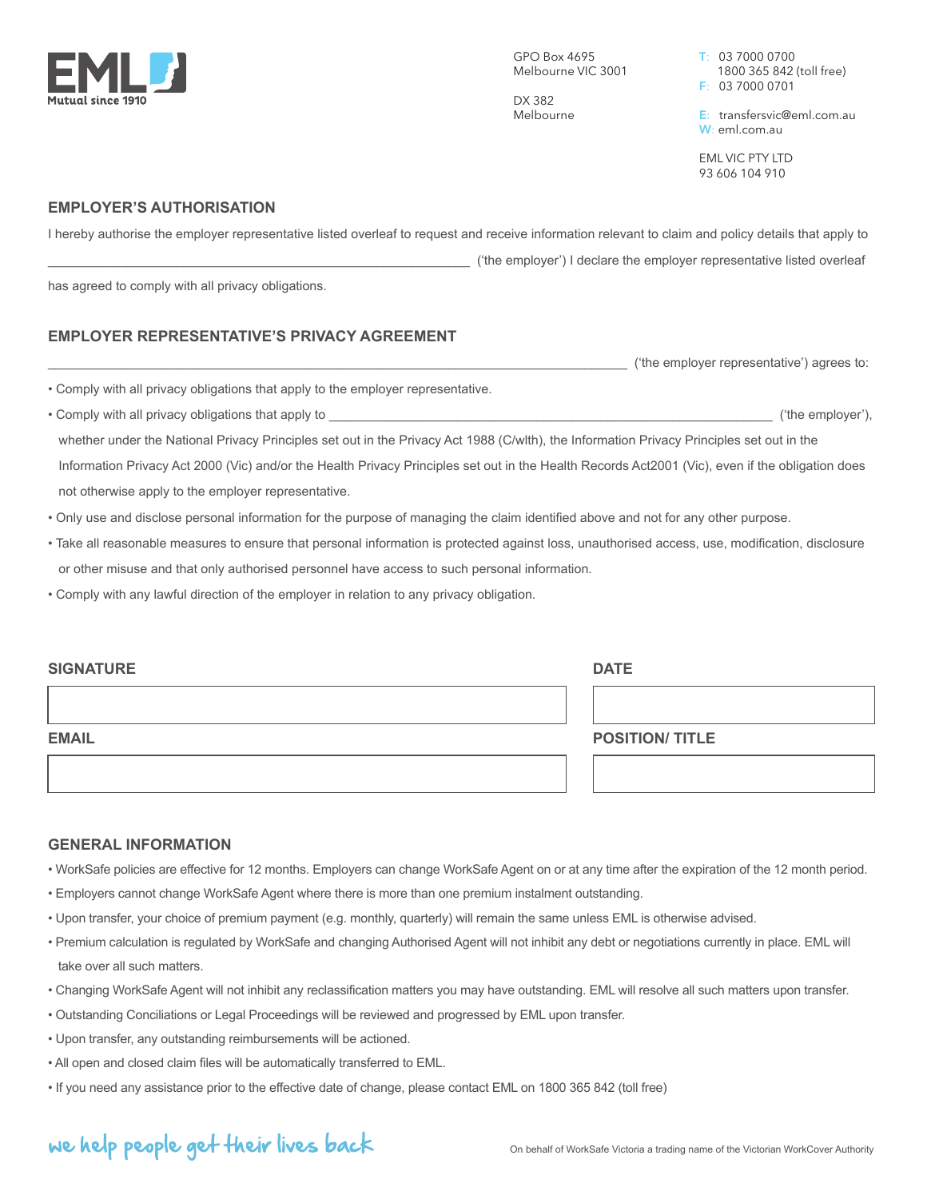GPO Box 4695
Melbourne VIC 3001

DX 382
Melbourne

T: 03 7000 0700
1800 365 842 (toll free)
F: 03 7000 0701

E: transfersvic@eml.com.au
W: eml.com.au

EML VIC PTY LTD
93 606 104 910

## EMPLOYER'S AUTHORISATION

I hereby authorise the employer representative listed overleaf to request and receive information relevant to claim and policy details that apply to _____________________________________________ ('the employer') I declare the employer representative listed overleaf has agreed to comply with all privacy obligations.

## EMPLOYER REPRESENTATIVE'S PRIVACY AGREEMENT

_____________________________________________ ('the employer representative') agrees to:

- Comply with all privacy obligations that apply to the employer representative.
- Comply with all privacy obligations that apply to _____________________________________________ ('the employer'), whether under the National Privacy Principles set out in the Privacy Act 1988 (C/wlth), the Information Privacy Principles set out in the Information Privacy Act 2000 (Vic) and/or the Health Privacy Principles set out in the Health Records Act2001 (Vic), even if the obligation does not otherwise apply to the employer representative.
- Only use and disclose personal information for the purpose of managing the claim identified above and not for any other purpose.
- Take all reasonable measures to ensure that personal information is protected against loss, unauthorised access, use, modification, disclosure or other misuse and that only authorised personnel have access to such personal information.
- Comply with any lawful direction of the employer in relation to any privacy obligation.

| SIGNATURE | DATE |
|---|---|
| | |
| **EMAIL** | **POSITION/ TITLE** |
| | |

## GENERAL INFORMATION

- WorkSafe policies are effective for 12 months. Employers can change WorkSafe Agent on or at any time after the expiration of the 12 month period.
- Employers cannot change WorkSafe Agent where there is more than one premium instalment outstanding.
- Upon transfer, your choice of premium payment (e.g. monthly, quarterly) will remain the same unless EML is otherwise advised.
- Premium calculation is regulated by WorkSafe and changing Authorised Agent will not inhibit any debt or negotiations currently in place. EML will take over all such matters.
- Changing WorkSafe Agent will not inhibit any reclassification matters you may have outstanding. EML will resolve all such matters upon transfer.
- Outstanding Conciliations or Legal Proceedings will be reviewed and progressed by EML upon transfer.
- Upon transfer, any outstanding reimbursements will be actioned.
- All open and closed claim files will be automatically transferred to EML.
- If you need any assistance prior to the effective date of change, please contact EML on 1800 365 842 (toll free)

we help people get their lives back

On behalf of WorkSafe Victoria a trading name of the Victorian WorkCover Authority